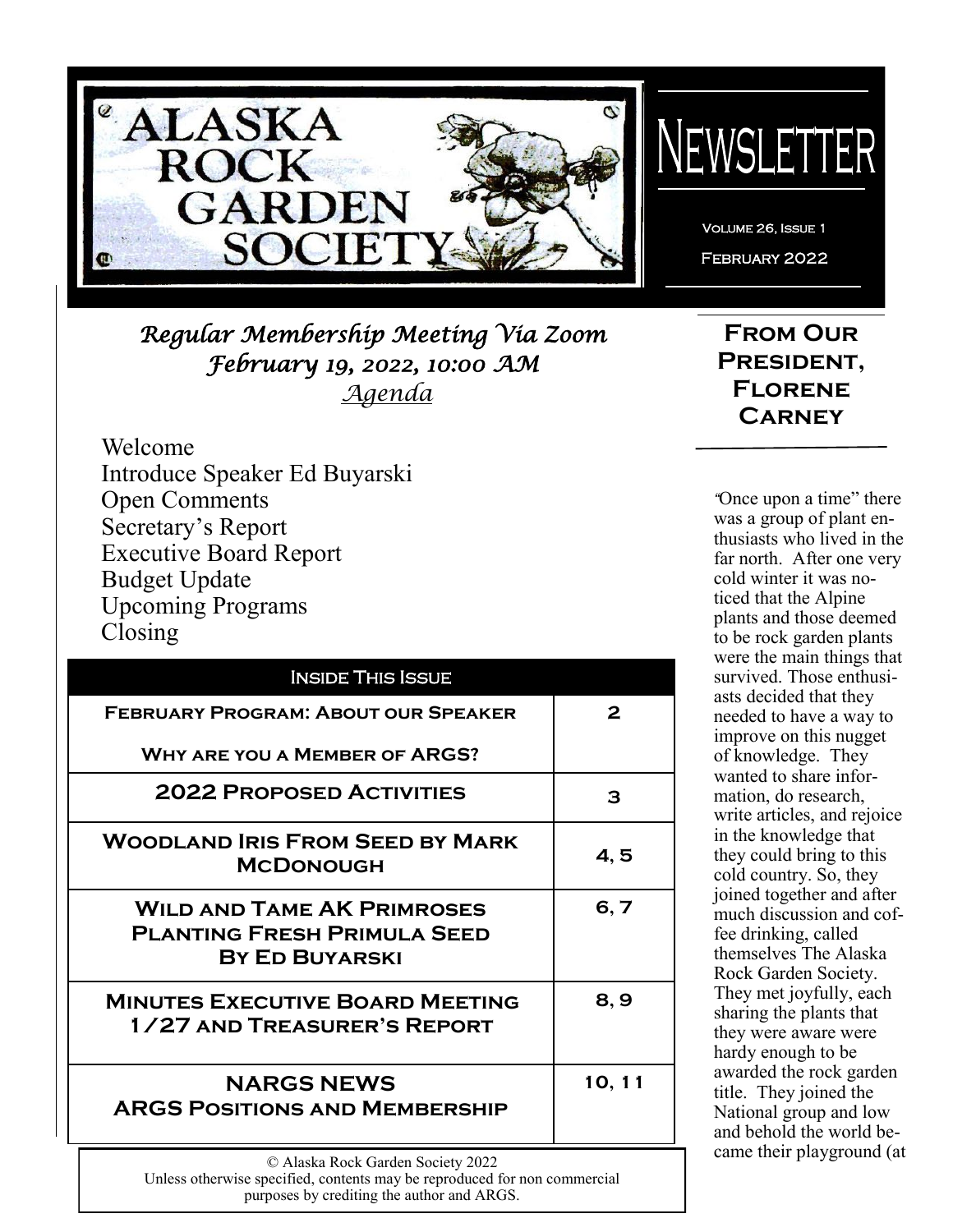# Alaska Rock Garden Society Newsletter

Volume 26, Issue 1

February 2022

## *Regular Membership Meeting Via Zoom*
## *February 19, 2022, 10:00 AM*
### *Agenda*

Welcome
Introduce Speaker Ed Buyarski
Open Comments
Secretary's Report
Executive Board Report
Budget Update
Upcoming Programs
Closing

| Inside This Issue | |
|---|---|
| **February Program: About our Speaker** **Why are you a Member of ARGS?** | 2 |
| **2022 Proposed Activities** | 3 |
| **Woodland Iris From Seed by Mark McDonough** | 4, 5 |
| **Wild and Tame AK Primroses Planting Fresh Primula Seed By Ed Buyarski** | 6, 7 |
| **Minutes Executive Board Meeting 1/27 and Treasurer's Report** | 8, 9 |
| **NARGS NEWS ARGS Positions and Membership** | 10, 11 |

© Alaska Rock Garden Society 2022
Unless otherwise specified, contents may be reproduced for non commercial purposes by crediting the author and ARGS.

## From Our President, Florene Carney

"Once upon a time" there was a group of plant enthusiasts who lived in the far north. After one very cold winter it was noticed that the Alpine plants and those deemed to be rock garden plants were the main things that survived. Those enthusiasts decided that they needed to have a way to improve on this nugget of knowledge. They wanted to share information, do research, write articles, and rejoice in the knowledge that they could bring to this cold country. So, they joined together and after much discussion and coffee drinking, called themselves The Alaska Rock Garden Society. They met joyfully, each sharing the plants that they were aware were hardy enough to be awarded the rock garden title. They joined the National group and low and behold the world became their playground (at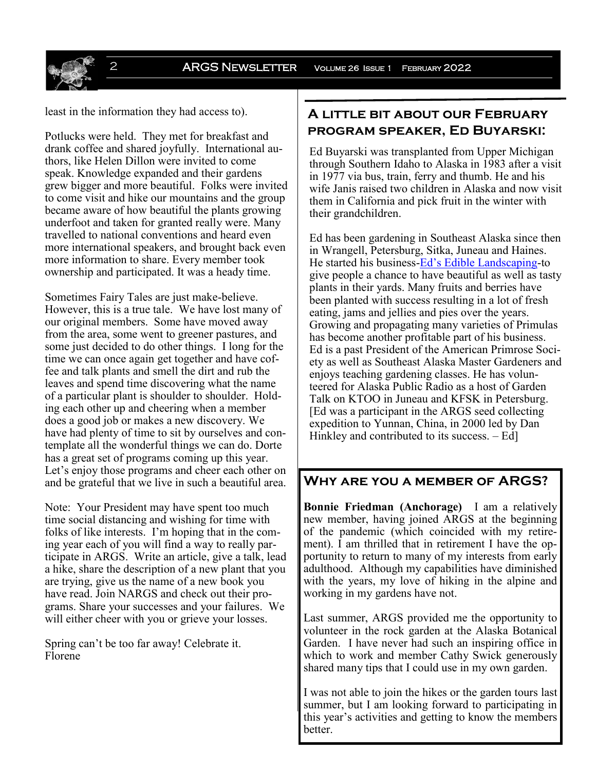least in the information they had access to).

Potlucks were held. They met for breakfast and drank coffee and shared joyfully. International authors, like Helen Dillon were invited to come speak. Knowledge expanded and their gardens grew bigger and more beautiful. Folks were invited to come visit and hike our mountains and the group became aware of how beautiful the plants growing underfoot and taken for granted really were. Many travelled to national conventions and heard even more international speakers, and brought back even more information to share. Every member took ownership and participated. It was a heady time.

Sometimes Fairy Tales are just make-believe. However, this is a true tale. We have lost many of our original members. Some have moved away from the area, some went to greener pastures, and some just decided to do other things. I long for the time we can once again get together and have coffee and talk plants and smell the dirt and rub the leaves and spend time discovering what the name of a particular plant is shoulder to shoulder. Holding each other up and cheering when a member does a good job or makes a new discovery. We have had plenty of time to sit by ourselves and contemplate all the wonderful things we can do. Dorte has a great set of programs coming up this year. Let's enjoy those programs and cheer each other on and be grateful that we live in such a beautiful area.

Note: Your President may have spent too much time social distancing and wishing for time with folks of like interests. I'm hoping that in the coming year each of you will find a way to really participate in ARGS. Write an article, give a talk, lead a hike, share the description of a new plant that you are trying, give us the name of a new book you have read. Join NARGS and check out their programs. Share your successes and your failures. We will either cheer with you or grieve your losses.

Spring can't be too far away! Celebrate it.
Florene

## A little bit about our February program speaker, Ed Buyarski:

Ed Buyarski was transplanted from Upper Michigan through Southern Idaho to Alaska in 1983 after a visit in 1977 via bus, train, ferry and thumb. He and his wife Janis raised two children in Alaska and now visit them in California and pick fruit in the winter with their grandchildren.

Ed has been gardening in Southeast Alaska since then in Wrangell, Petersburg, Sitka, Juneau and Haines. He started his business-Ed's Edible Landscaping-to give people a chance to have beautiful as well as tasty plants in their yards. Many fruits and berries have been planted with success resulting in a lot of fresh eating, jams and jellies and pies over the years. Growing and propagating many varieties of Primulas has become another profitable part of his business. Ed is a past President of the American Primrose Society as well as Southeast Alaska Master Gardeners and enjoys teaching gardening classes. He has volunteered for Alaska Public Radio as a host of Garden Talk on KTOO in Juneau and KFSK in Petersburg. [Ed was a participant in the ARGS seed collecting expedition to Yunnan, China, in 2000 led by Dan Hinkley and contributed to its success. – Ed]

## Why are you a member of ARGS?

**Bonnie Friedman (Anchorage)** I am a relatively new member, having joined ARGS at the beginning of the pandemic (which coincided with my retirement). I am thrilled that in retirement I have the opportunity to return to many of my interests from early adulthood. Although my capabilities have diminished with the years, my love of hiking in the alpine and working in my gardens have not.

Last summer, ARGS provided me the opportunity to volunteer in the rock garden at the Alaska Botanical Garden. I have never had such an inspiring office in which to work and member Cathy Swick generously shared many tips that I could use in my own garden.

I was not able to join the hikes or the garden tours last summer, but I am looking forward to participating in this year's activities and getting to know the members better.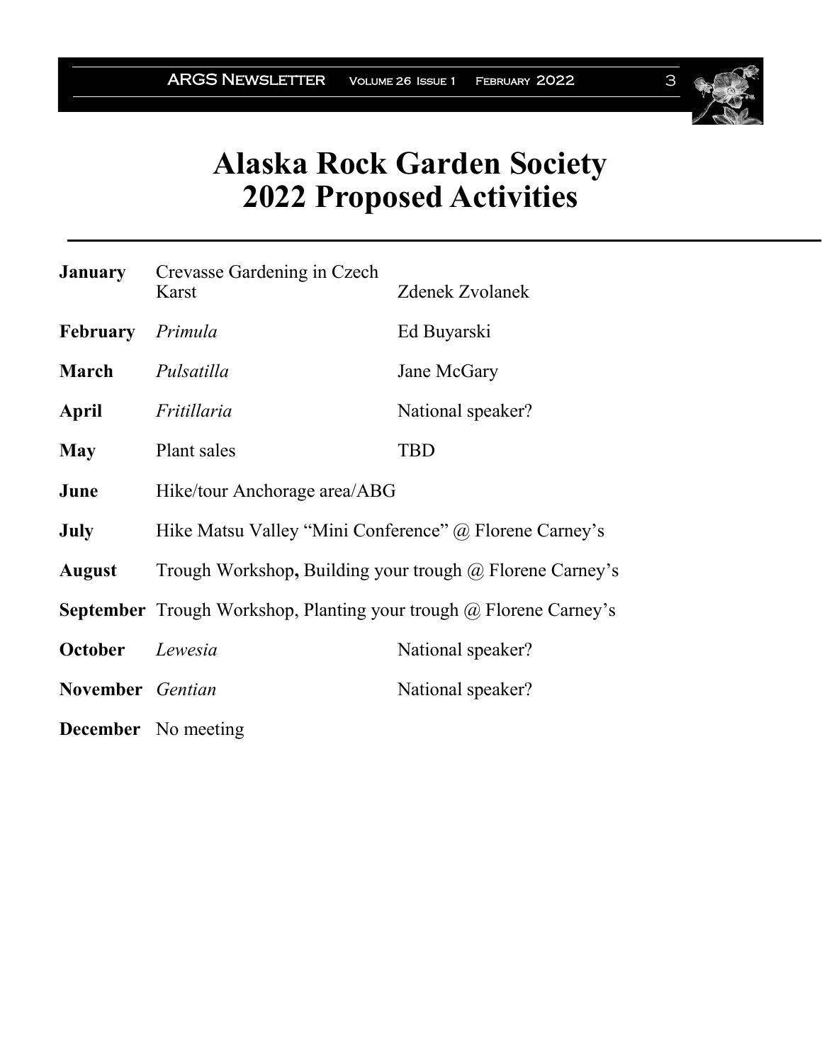# Alaska Rock Garden Society 2022 Proposed Activities

| | | |
|---|---|---|
| **January** | Crevasse Gardening in Czech Karst | Zdenek Zvolanek |
| **February** | *Primula* | Ed Buyarski |
| **March** | *Pulsatilla* | Jane McGary |
| **April** | *Fritillaria* | National speaker? |
| **May** | Plant sales | TBD |
| **June** | Hike/tour Anchorage area/ABG | |
| **July** | Hike Matsu Valley "Mini Conference" @ Florene Carney's | |
| **August** | Trough Workshop**,** Building your trough @ Florene Carney's | |
| **September** | Trough Workshop, Planting your trough @ Florene Carney's | |
| **October** | *Lewesia* | National speaker? |
| **November** | *Gentian* | National speaker? |
| **December** | No meeting | |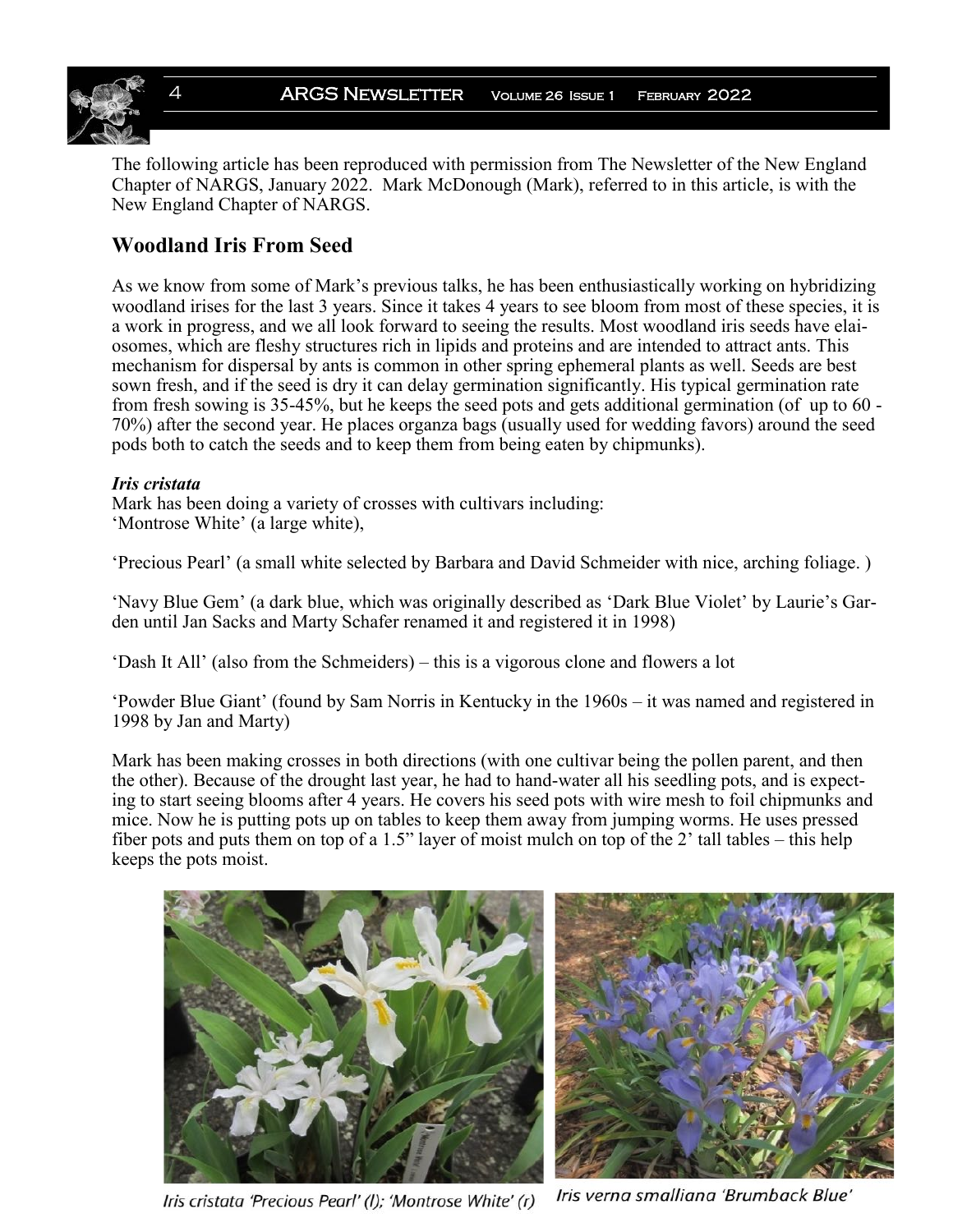The following article has been reproduced with permission from The Newsletter of the New England Chapter of NARGS, January 2022. Mark McDonough (Mark), referred to in this article, is with the New England Chapter of NARGS.

## Woodland Iris From Seed

As we know from some of Mark's previous talks, he has been enthusiastically working on hybridizing woodland irises for the last 3 years. Since it takes 4 years to see bloom from most of these species, it is a work in progress, and we all look forward to seeing the results. Most woodland iris seeds have elaiosomes, which are fleshy structures rich in lipids and proteins and are intended to attract ants. This mechanism for dispersal by ants is common in other spring ephemeral plants as well. Seeds are best sown fresh, and if the seed is dry it can delay germination significantly. His typical germination rate from fresh sowing is 35-45%, but he keeps the seed pots and gets additional germination (of up to 60 - 70%) after the second year. He places organza bags (usually used for wedding favors) around the seed pods both to catch the seeds and to keep them from being eaten by chipmunks).

***Iris cristata***
Mark has been doing a variety of crosses with cultivars including:
'Montrose White' (a large white),

'Precious Pearl' (a small white selected by Barbara and David Schmeider with nice, arching foliage. )

'Navy Blue Gem' (a dark blue, which was originally described as 'Dark Blue Violet' by Laurie's Garden until Jan Sacks and Marty Schafer renamed it and registered it in 1998)

'Dash It All' (also from the Schmeiders) – this is a vigorous clone and flowers a lot

'Powder Blue Giant' (found by Sam Norris in Kentucky in the 1960s – it was named and registered in 1998 by Jan and Marty)

Mark has been making crosses in both directions (with one cultivar being the pollen parent, and then the other). Because of the drought last year, he had to hand-water all his seedling pots, and is expecting to start seeing blooms after 4 years. He covers his seed pots with wire mesh to foil chipmunks and mice. Now he is putting pots up on tables to keep them away from jumping worms. He uses pressed fiber pots and puts them on top of a 1.5" layer of moist mulch on top of the 2' tall tables – this help keeps the pots moist.

*Iris cristata 'Precious Pearl' (l); 'Montrose White' (r)*

*Iris verna smalliana 'Brumback Blue'*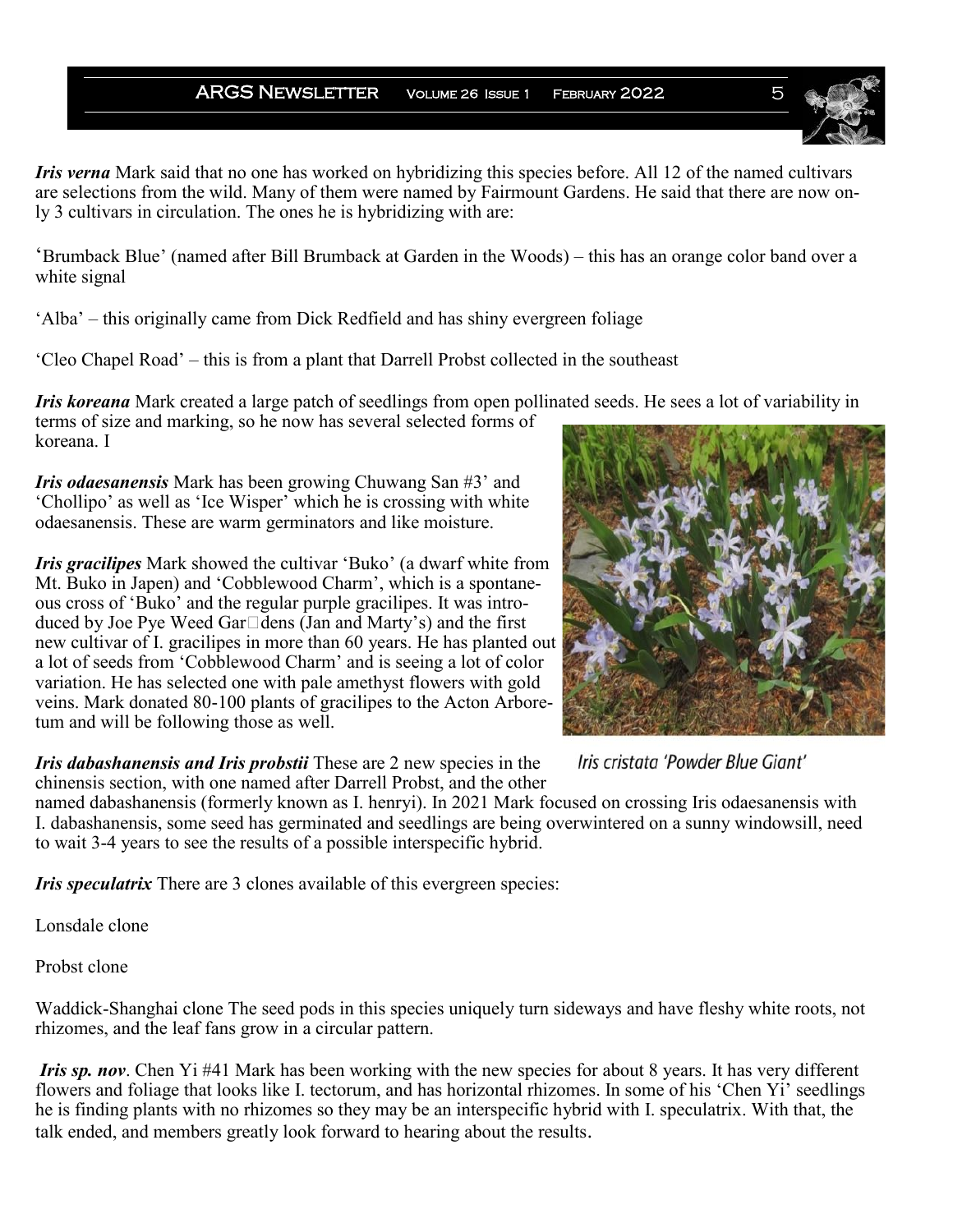***Iris verna*** Mark said that no one has worked on hybridizing this species before. All 12 of the named cultivars are selections from the wild. Many of them were named by Fairmount Gardens. He said that there are now only 3 cultivars in circulation. The ones he is hybridizing with are:

'Brumback Blue' (named after Bill Brumback at Garden in the Woods) – this has an orange color band over a white signal

'Alba' – this originally came from Dick Redfield and has shiny evergreen foliage

'Cleo Chapel Road' – this is from a plant that Darrell Probst collected in the southeast

***Iris koreana*** Mark created a large patch of seedlings from open pollinated seeds. He sees a lot of variability in terms of size and marking, so he now has several selected forms of koreana. I

***Iris odaesanensis*** Mark has been growing Chuwang San #3' and 'Chollipo' as well as 'Ice Wisper' which he is crossing with white odaesanensis. These are warm germinators and like moisture.

***Iris gracilipes*** Mark showed the cultivar 'Buko' (a dwarf white from Mt. Buko in Japen) and 'Cobblewood Charm', which is a spontaneous cross of 'Buko' and the regular purple gracilipes. It was introduced by Joe Pye Weed Gar dens (Jan and Marty's) and the first new cultivar of I. gracilipes in more than 60 years. He has planted out a lot of seeds from 'Cobblewood Charm' and is seeing a lot of color variation. He has selected one with pale amethyst flowers with gold veins. Mark donated 80-100 plants of gracilipes to the Acton Arboretum and will be following those as well.

Iris cristata 'Powder Blue Giant'

***Iris dabashanensis and Iris probstii*** These are 2 new species in the chinensis section, with one named after Darrell Probst, and the other named dabashanensis (formerly known as I. henryi). In 2021 Mark focused on crossing Iris odaesanensis with I. dabashanensis, some seed has germinated and seedlings are being overwintered on a sunny windowsill, need to wait 3-4 years to see the results of a possible interspecific hybrid.

***Iris speculatrix*** There are 3 clones available of this evergreen species:

Lonsdale clone

Probst clone

Waddick-Shanghai clone The seed pods in this species uniquely turn sideways and have fleshy white roots, not rhizomes, and the leaf fans grow in a circular pattern.

***Iris sp. nov***. Chen Yi #41 Mark has been working with the new species for about 8 years. It has very different flowers and foliage that looks like I. tectorum, and has horizontal rhizomes. In some of his 'Chen Yi' seedlings he is finding plants with no rhizomes so they may be an interspecific hybrid with I. speculatrix. With that, the talk ended, and members greatly look forward to hearing about the results.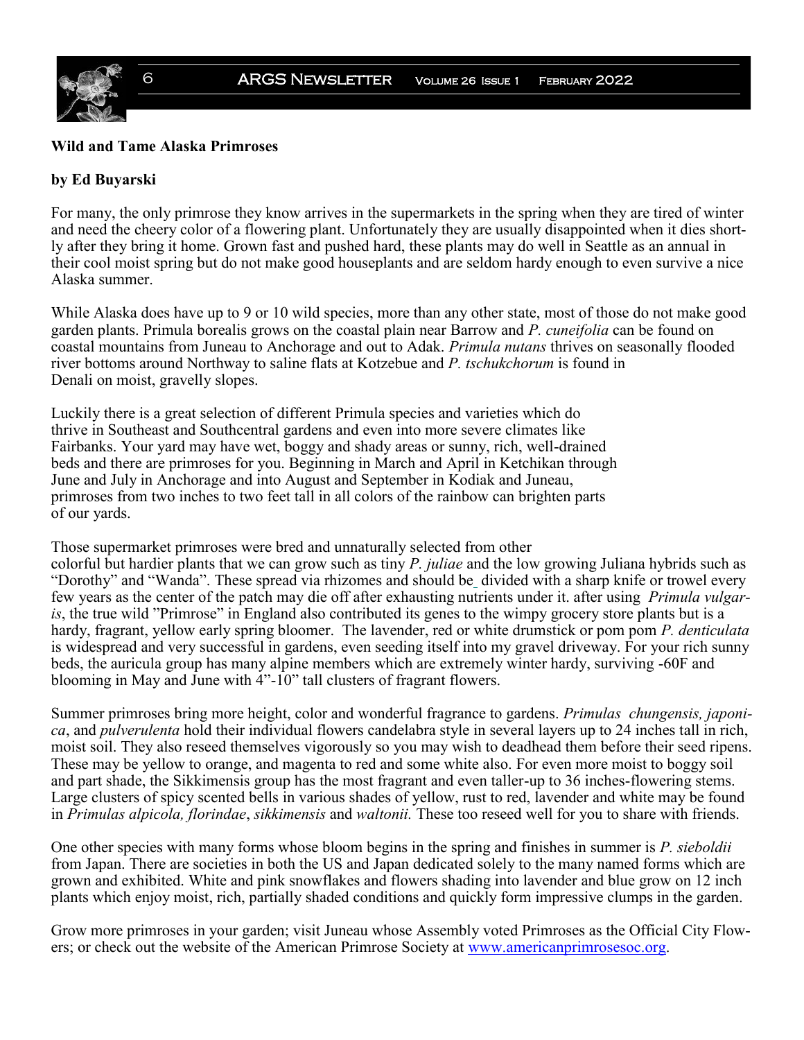**Wild and Tame Alaska Primroses**

**by Ed Buyarski**

For many, the only primrose they know arrives in the supermarkets in the spring when they are tired of winter and need the cheery color of a flowering plant. Unfortunately they are usually disappointed when it dies shortly after they bring it home. Grown fast and pushed hard, these plants may do well in Seattle as an annual in their cool moist spring but do not make good houseplants and are seldom hardy enough to even survive a nice Alaska summer.

While Alaska does have up to 9 or 10 wild species, more than any other state, most of those do not make good garden plants. Primula borealis grows on the coastal plain near Barrow and *P. cuneifolia* can be found on coastal mountains from Juneau to Anchorage and out to Adak. *Primula nutans* thrives on seasonally flooded river bottoms around Northway to saline flats at Kotzebue and *P. tschukchorum* is found in Denali on moist, gravelly slopes.

Luckily there is a great selection of different Primula species and varieties which do thrive in Southeast and Southcentral gardens and even into more severe climates like Fairbanks. Your yard may have wet, boggy and shady areas or sunny, rich, well-drained beds and there are primroses for you. Beginning in March and April in Ketchikan through June and July in Anchorage and into August and September in Kodiak and Juneau, primroses from two inches to two feet tall in all colors of the rainbow can brighten parts of our yards.

Those supermarket primroses were bred and unnaturally selected from other colorful but hardier plants that we can grow such as tiny *P. juliae* and the low growing Juliana hybrids such as "Dorothy" and "Wanda". These spread via rhizomes and should be divided with a sharp knife or trowel every few years as the center of the patch may die off after exhausting nutrients under it. after using *Primula vulgaris*, the true wild "Primrose" in England also contributed its genes to the wimpy grocery store plants but is a hardy, fragrant, yellow early spring bloomer. The lavender, red or white drumstick or pom pom *P. denticulata* is widespread and very successful in gardens, even seeding itself into my gravel driveway. For your rich sunny beds, the auricula group has many alpine members which are extremely winter hardy, surviving -60F and blooming in May and June with 4"-10" tall clusters of fragrant flowers.

Summer primroses bring more height, color and wonderful fragrance to gardens. *Primulas chungensis, japonica*, and *pulverulenta* hold their individual flowers candelabra style in several layers up to 24 inches tall in rich, moist soil. They also reseed themselves vigorously so you may wish to deadhead them before their seed ripens. These may be yellow to orange, and magenta to red and some white also. For even more moist to boggy soil and part shade, the Sikkimensis group has the most fragrant and even taller-up to 36 inches-flowering stems. Large clusters of spicy scented bells in various shades of yellow, rust to red, lavender and white may be found in *Primulas alpicola, florindae*, *sikkimensis* and *waltonii.* These too reseed well for you to share with friends.

One other species with many forms whose bloom begins in the spring and finishes in summer is *P. sieboldii* from Japan. There are societies in both the US and Japan dedicated solely to the many named forms which are grown and exhibited. White and pink snowflakes and flowers shading into lavender and blue grow on 12 inch plants which enjoy moist, rich, partially shaded conditions and quickly form impressive clumps in the garden.

Grow more primroses in your garden; visit Juneau whose Assembly voted Primroses as the Official City Flowers; or check out the website of the American Primrose Society at [www.americanprimrosesoc.org](http://www.americanprimrosesoc.org).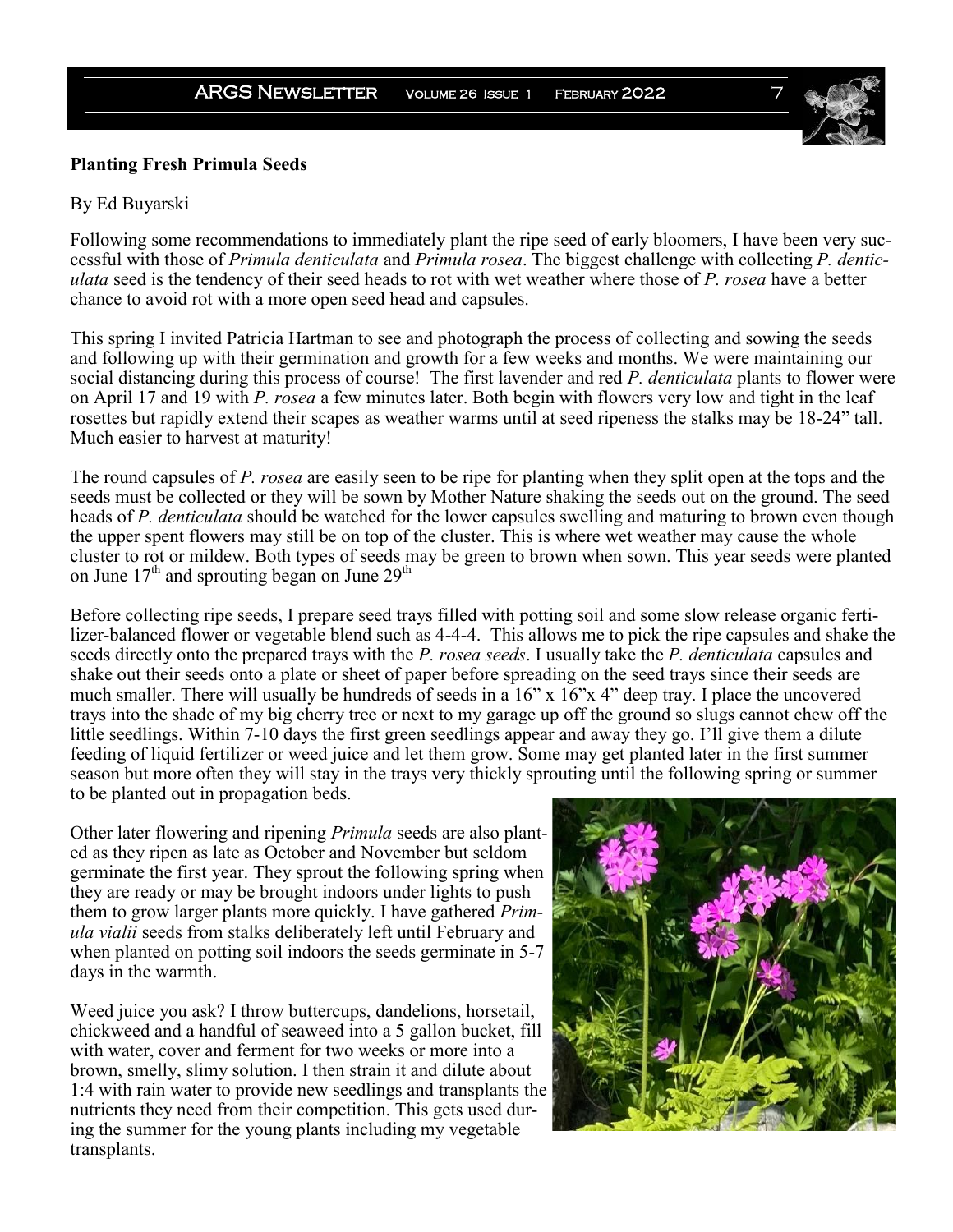**Planting Fresh Primula Seeds**

By Ed Buyarski

Following some recommendations to immediately plant the ripe seed of early bloomers, I have been very successful with those of *Primula denticulata* and *Primula rosea*. The biggest challenge with collecting *P. denticulata* seed is the tendency of their seed heads to rot with wet weather where those of *P. rosea* have a better chance to avoid rot with a more open seed head and capsules.

This spring I invited Patricia Hartman to see and photograph the process of collecting and sowing the seeds and following up with their germination and growth for a few weeks and months. We were maintaining our social distancing during this process of course! The first lavender and red *P. denticulata* plants to flower were on April 17 and 19 with *P. rosea* a few minutes later. Both begin with flowers very low and tight in the leaf rosettes but rapidly extend their scapes as weather warms until at seed ripeness the stalks may be 18-24" tall. Much easier to harvest at maturity!

The round capsules of *P. rosea* are easily seen to be ripe for planting when they split open at the tops and the seeds must be collected or they will be sown by Mother Nature shaking the seeds out on the ground. The seed heads of *P. denticulata* should be watched for the lower capsules swelling and maturing to brown even though the upper spent flowers may still be on top of the cluster. This is where wet weather may cause the whole cluster to rot or mildew. Both types of seeds may be green to brown when sown. This year seeds were planted on June 17th and sprouting began on June 29th

Before collecting ripe seeds, I prepare seed trays filled with potting soil and some slow release organic fertilizer-balanced flower or vegetable blend such as 4-4-4. This allows me to pick the ripe capsules and shake the seeds directly onto the prepared trays with the *P. rosea seeds*. I usually take the *P. denticulata* capsules and shake out their seeds onto a plate or sheet of paper before spreading on the seed trays since their seeds are much smaller. There will usually be hundreds of seeds in a 16" x 16"x 4" deep tray. I place the uncovered trays into the shade of my big cherry tree or next to my garage up off the ground so slugs cannot chew off the little seedlings. Within 7-10 days the first green seedlings appear and away they go. I'll give them a dilute feeding of liquid fertilizer or weed juice and let them grow. Some may get planted later in the first summer season but more often they will stay in the trays very thickly sprouting until the following spring or summer to be planted out in propagation beds.

Other later flowering and ripening *Primula* seeds are also planted as they ripen as late as October and November but seldom germinate the first year. They sprout the following spring when they are ready or may be brought indoors under lights to push them to grow larger plants more quickly. I have gathered *Primula vialii* seeds from stalks deliberately left until February and when planted on potting soil indoors the seeds germinate in 5-7 days in the warmth.

Weed juice you ask? I throw buttercups, dandelions, horsetail, chickweed and a handful of seaweed into a 5 gallon bucket, fill with water, cover and ferment for two weeks or more into a brown, smelly, slimy solution. I then strain it and dilute about 1:4 with rain water to provide new seedlings and transplants the nutrients they need from their competition. This gets used during the summer for the young plants including my vegetable transplants.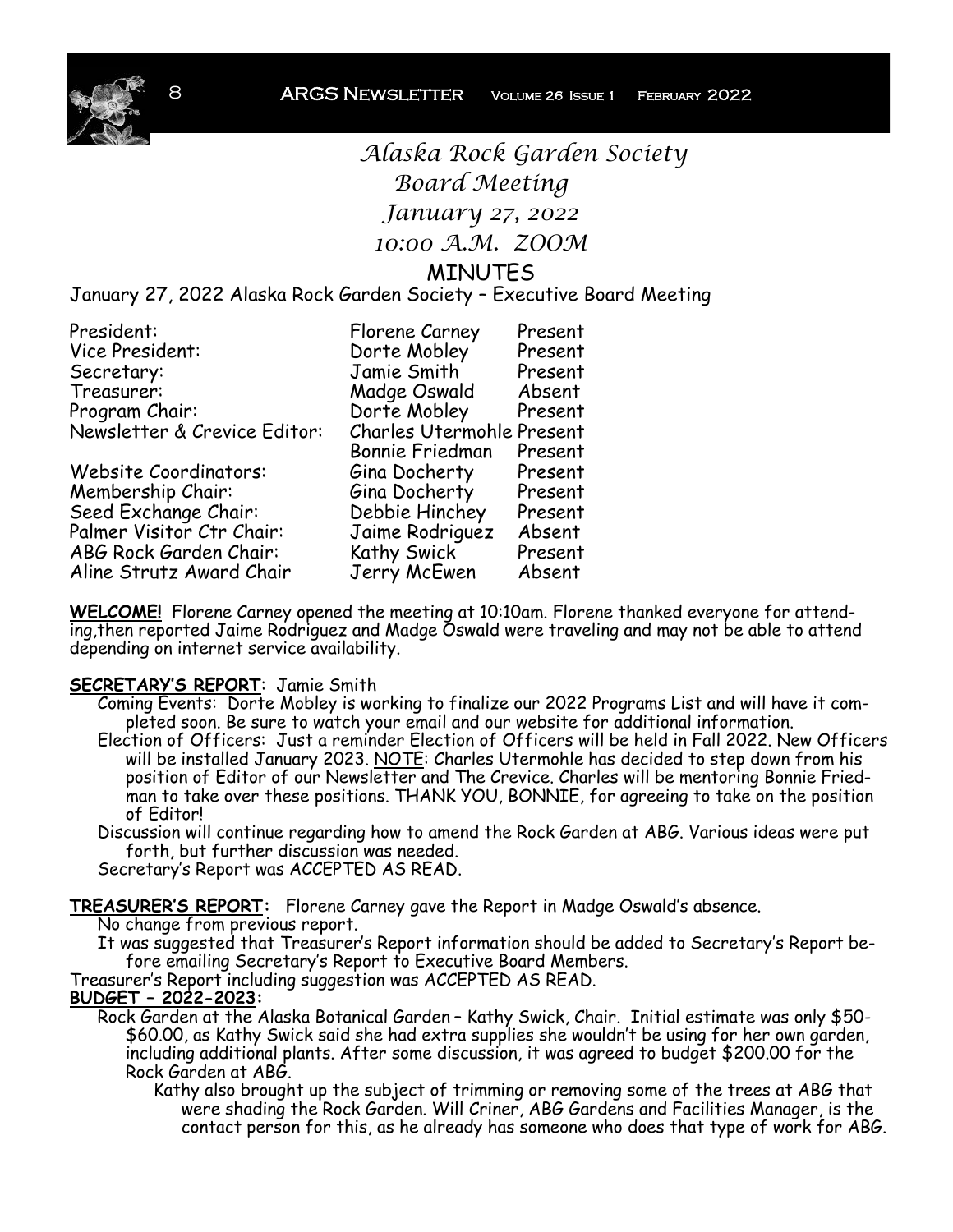# *Alaska Rock Garden Society*
## *Board Meeting*
## *January 27, 2022*
## *10:00 A.M. ZOOM*

## MINUTES

January 27, 2022 Alaska Rock Garden Society – Executive Board Meeting

| | | |
|---|---|---|
| President: | Florene Carney | Present |
| Vice President: | Dorte Mobley | Present |
| Secretary: | Jamie Smith | Present |
| Treasurer: | Madge Oswald | Absent |
| Program Chair: | Dorte Mobley | Present |
| Newsletter & Crevice Editor: | Charles Utermohle | Present |
| | Bonnie Friedman | Present |
| Website Coordinators: | Gina Docherty | Present |
| Membership Chair: | Gina Docherty | Present |
| Seed Exchange Chair: | Debbie Hinchey | Present |
| Palmer Visitor Ctr Chair: | Jaime Rodriguez | Absent |
| ABG Rock Garden Chair: | Kathy Swick | Present |
| Aline Strutz Award Chair | Jerry McEwen | Absent |

**WELCOME!** Florene Carney opened the meeting at 10:10am. Florene thanked everyone for attending,then reported Jaime Rodriguez and Madge Oswald were traveling and may not be able to attend depending on internet service availability.

**SECRETARY'S REPORT**: Jamie Smith

- Coming Events: Dorte Mobley is working to finalize our 2022 Programs List and will have it completed soon. Be sure to watch your email and our website for additional information.
- Election of Officers: Just a reminder Election of Officers will be held in Fall 2022. New Officers will be installed January 2023. NOTE: Charles Utermohle has decided to step down from his position of Editor of our Newsletter and The Crevice. Charles will be mentoring Bonnie Friedman to take over these positions. THANK YOU, BONNIE, for agreeing to take on the position of Editor!
- Discussion will continue regarding how to amend the Rock Garden at ABG. Various ideas were put forth, but further discussion was needed.
- Secretary's Report was ACCEPTED AS READ.

**TREASURER'S REPORT:** Florene Carney gave the Report in Madge Oswald's absence.

- No change from previous report.
- It was suggested that Treasurer's Report information should be added to Secretary's Report before emailing Secretary's Report to Executive Board Members.

Treasurer's Report including suggestion was ACCEPTED AS READ.

**BUDGET – 2022-2023:**

- Rock Garden at the Alaska Botanical Garden – Kathy Swick, Chair. Initial estimate was only $50-$60.00, as Kathy Swick said she had extra supplies she wouldn't be using for her own garden, including additional plants. After some discussion, it was agreed to budget $200.00 for the Rock Garden at ABG.
  - Kathy also brought up the subject of trimming or removing some of the trees at ABG that were shading the Rock Garden. Will Criner, ABG Gardens and Facilities Manager, is the contact person for this, as he already has someone who does that type of work for ABG.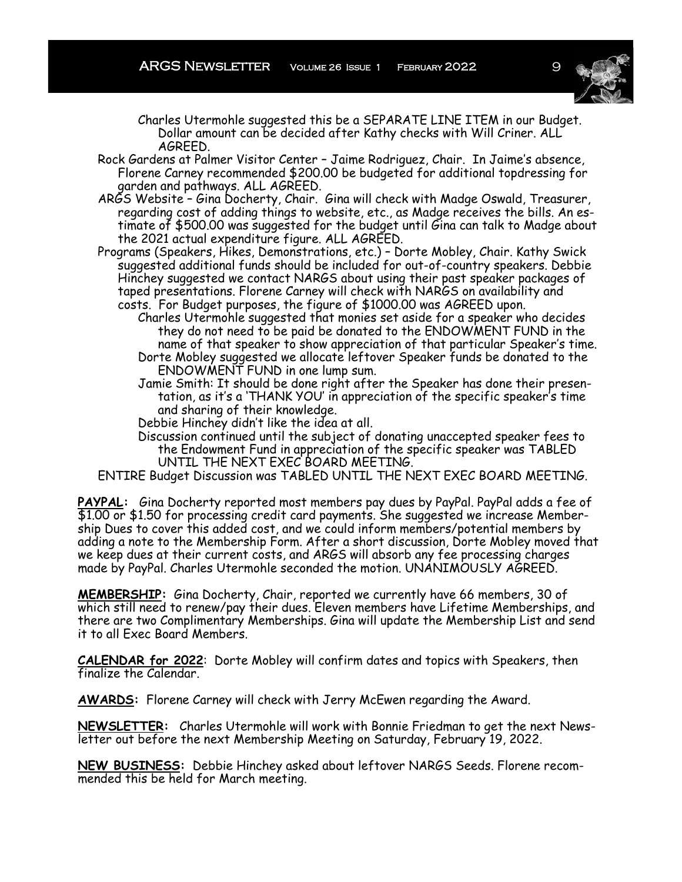Charles Utermohle suggested this be a SEPARATE LINE ITEM in our Budget. Dollar amount can be decided after Kathy checks with Will Criner. ALL AGREED.

Rock Gardens at Palmer Visitor Center – Jaime Rodriguez, Chair. In Jaime's absence, Florene Carney recommended $200.00 be budgeted for additional topdressing for garden and pathways. ALL AGREED.

ARGS Website – Gina Docherty, Chair. Gina will check with Madge Oswald, Treasurer, regarding cost of adding things to website, etc., as Madge receives the bills. An estimate of $500.00 was suggested for the budget until Gina can talk to Madge about the 2021 actual expenditure figure. ALL AGREED.

Programs (Speakers, Hikes, Demonstrations, etc.) – Dorte Mobley, Chair. Kathy Swick suggested additional funds should be included for out-of-country speakers. Debbie Hinchey suggested we contact NARGS about using their past speaker packages of taped presentations. Florene Carney will check with NARGS on availability and costs. For Budget purposes, the figure of $1000.00 was AGREED upon.

Charles Utermohle suggested that monies set aside for a speaker who decides they do not need to be paid be donated to the ENDOWMENT FUND in the name of that speaker to show appreciation of that particular Speaker's time.

Dorte Mobley suggested we allocate leftover Speaker funds be donated to the ENDOWMENT FUND in one lump sum.

Jamie Smith: It should be done right after the Speaker has done their presentation, as it's a 'THANK YOU' in appreciation of the specific speaker's time and sharing of their knowledge.

Debbie Hinchey didn't like the idea at all.

Discussion continued until the subject of donating unaccepted speaker fees to the Endowment Fund in appreciation of the specific speaker was TABLED UNTIL THE NEXT EXEC BOARD MEETING.

ENTIRE Budget Discussion was TABLED UNTIL THE NEXT EXEC BOARD MEETING.

**PAYPAL:** Gina Docherty reported most members pay dues by PayPal. PayPal adds a fee of $1.00 or $1.50 for processing credit card payments. She suggested we increase Membership Dues to cover this added cost, and we could inform members/potential members by adding a note to the Membership Form. After a short discussion, Dorte Mobley moved that we keep dues at their current costs, and ARGS will absorb any fee processing charges made by PayPal. Charles Utermohle seconded the motion. UNANIMOUSLY AGREED.

**MEMBERSHIP:** Gina Docherty, Chair, reported we currently have 66 members, 30 of which still need to renew/pay their dues. Eleven members have Lifetime Memberships, and there are two Complimentary Memberships. Gina will update the Membership List and send it to all Exec Board Members.

**CALENDAR for 2022**: Dorte Mobley will confirm dates and topics with Speakers, then finalize the Calendar.

**AWARDS:** Florene Carney will check with Jerry McEwen regarding the Award.

**NEWSLETTER:** Charles Utermohle will work with Bonnie Friedman to get the next Newsletter out before the next Membership Meeting on Saturday, February 19, 2022.

**NEW BUSINESS:** Debbie Hinchey asked about leftover NARGS Seeds. Florene recommended this be held for March meeting.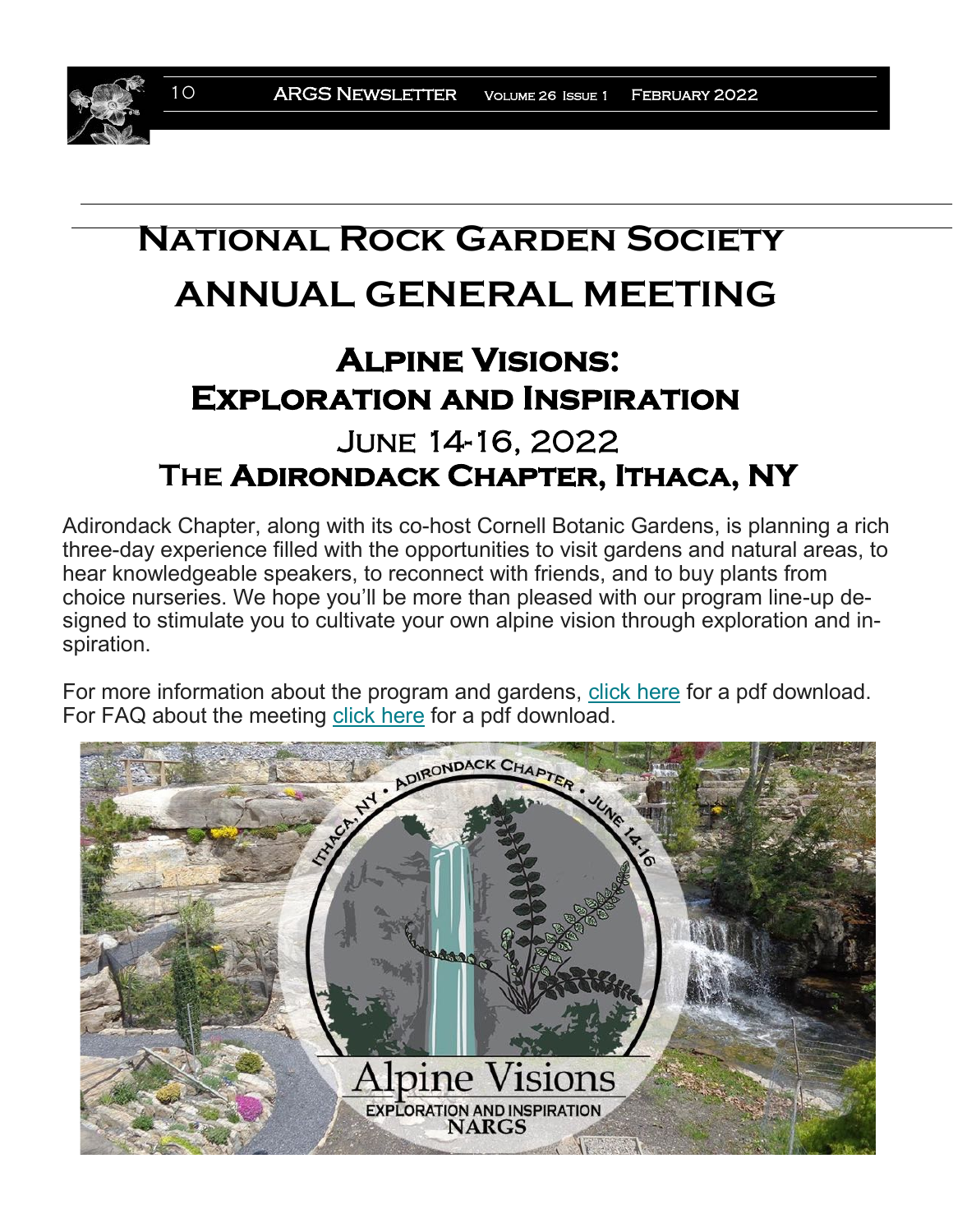# National Rock Garden Society

# ANNUAL GENERAL MEETING

## Alpine Visions: Exploration and Inspiration

## June 14-16, 2022

## The Adirondack Chapter, Ithaca, NY

Adirondack Chapter, along with its co-host Cornell Botanic Gardens, is planning a rich three-day experience filled with the opportunities to visit gardens and natural areas, to hear knowledgeable speakers, to reconnect with friends, and to buy plants from choice nurseries. We hope you'll be more than pleased with our program line-up designed to stimulate you to cultivate your own alpine vision through exploration and inspiration.

For more information about the program and gardens, click here for a pdf download. For FAQ about the meeting click here for a pdf download.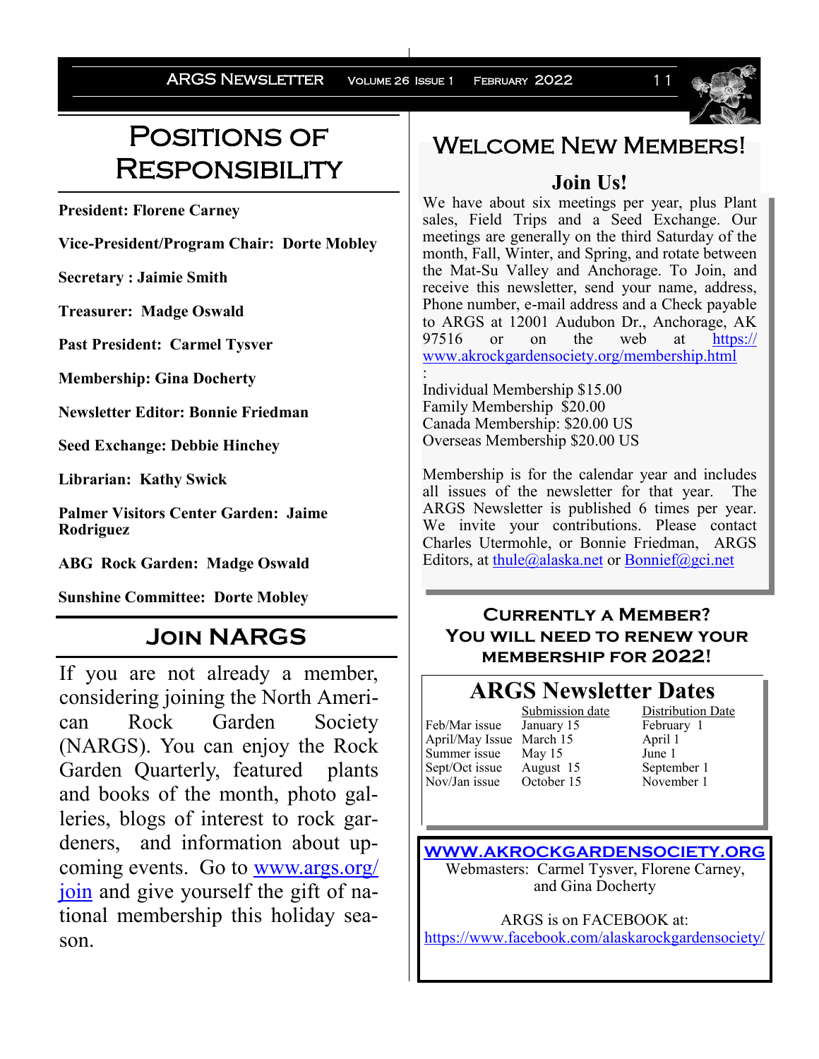# Positions of Responsibility

**President: Florene Carney**

**Vice-President/Program Chair: Dorte Mobley**

**Secretary : Jaimie Smith**

**Treasurer: Madge Oswald**

**Past President: Carmel Tysver**

**Membership: Gina Docherty**

**Newsletter Editor: Bonnie Friedman**

**Seed Exchange: Debbie Hinchey**

**Librarian: Kathy Swick**

**Palmer Visitors Center Garden: Jaime Rodriguez**

**ABG Rock Garden: Madge Oswald**

**Sunshine Committee: Dorte Mobley**

# Join NARGS

If you are not already a member, considering joining the North American Rock Garden Society (NARGS). You can enjoy the Rock Garden Quarterly, featured plants and books of the month, photo galleries, blogs of interest to rock gardeners, and information about upcoming events. Go to [www.args.org/join](www.args.org/join) and give yourself the gift of national membership this holiday season.

# Welcome New Members!

## Join Us!

We have about six meetings per year, plus Plant sales, Field Trips and a Seed Exchange. Our meetings are generally on the third Saturday of the month, Fall, Winter, and Spring, and rotate between the Mat-Su Valley and Anchorage. To Join, and receive this newsletter, send your name, address, Phone number, e-mail address and a Check payable to ARGS at 12001 Audubon Dr., Anchorage, AK 97516 or on the web at [https://www.akrockgardensociety.org/membership.html](https://www.akrockgardensociety.org/membership.html):

Individual Membership $15.00
Family Membership $20.00
Canada Membership: $20.00 US
Overseas Membership $20.00 US

Membership is for the calendar year and includes all issues of the newsletter for that year. The ARGS Newsletter is published 6 times per year. We invite your contributions. Please contact Charles Utermohle, or Bonnie Friedman, ARGS Editors, at thule@alaska.net or Bonnief@gci.net

**Currently a Member?**
**You will need to renew your membership for 2022!**

## ARGS Newsletter Dates

| | Submission date | Distribution Date |
|---|---|---|
| Feb/Mar issue | January 15 | February 1 |
| April/May Issue | March 15 | April 1 |
| Summer issue | May 15 | June 1 |
| Sept/Oct issue | August 15 | September 1 |
| Nov/Jan issue | October 15 | November 1 |

**[WWW.AKROCKGARDENSOCIETY.ORG](http://www.akrockgardensociety.org)**

Webmasters: Carmel Tysver, Florene Carney, and Gina Docherty

ARGS is on FACEBOOK at:
[https://www.facebook.com/alaskarockgardensociety/](https://www.facebook.com/alaskarockgardensociety/)